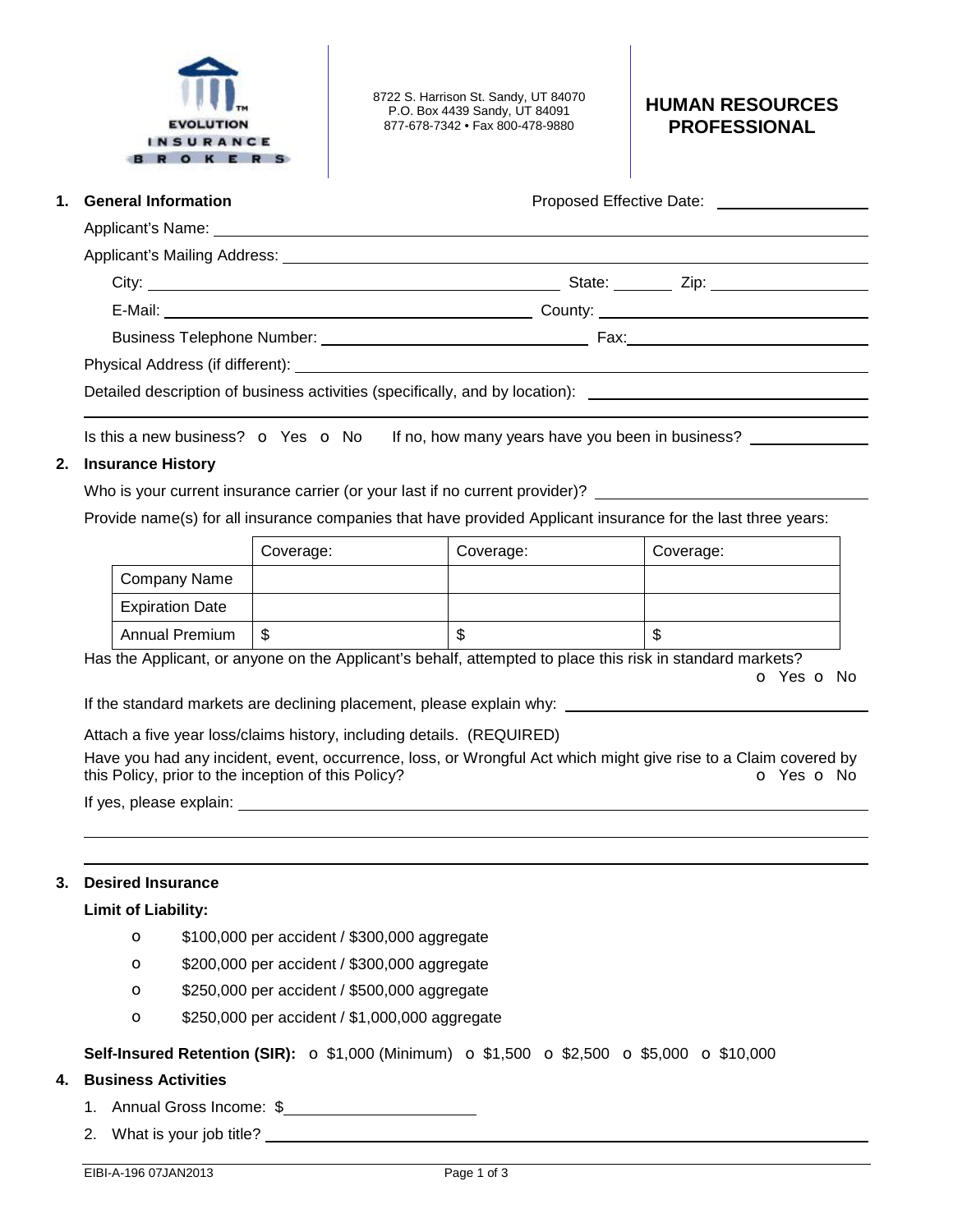EVOLUTION INSURANCE BROKERS

8722 S. Harrison St. Sandy, UT 84070
P.O. Box 4439 Sandy, UT 84091
877-678-7342 • Fax 800-478-9880

# HUMAN RESOURCES PROFESSIONAL

## 1. General Information

Proposed Effective Date: ________________

Applicant's Name: ________________

Applicant's Mailing Address: ________________

City: ________________ State: ________ Zip: ________________

E-Mail: ________________ County: ________________

Business Telephone Number: ________________ Fax: ________________

Physical Address (if different): ________________

Detailed description of business activities (specifically, and by location): ________________

Is this a new business? o Yes o No If no, how many years have you been in business? ________________

## 2. Insurance History

Who is your current insurance carrier (or your last if no current provider)? ________________

Provide name(s) for all insurance companies that have provided Applicant insurance for the last three years:

| | Coverage: | Coverage: | Coverage: |
|---|---|---|---|
| Company Name | | | |
| Expiration Date | | | |
| Annual Premium | $ | $ | $ |

Has the Applicant, or anyone on the Applicant's behalf, attempted to place this risk in standard markets? o Yes o No

If the standard markets are declining placement, please explain why: ________________

Attach a five year loss/claims history, including details. (REQUIRED)

Have you had any incident, event, occurrence, loss, or Wrongful Act which might give rise to a Claim covered by this Policy, prior to the inception of this Policy? o Yes o No

If yes, please explain: ________________

## 3. Desired Insurance

**Limit of Liability:**

- o $100,000 per accident / $300,000 aggregate
- o $200,000 per accident / $300,000 aggregate
- o $250,000 per accident / $500,000 aggregate
- o $250,000 per accident / $1,000,000 aggregate

**Self-Insured Retention (SIR):** o $1,000 (Minimum) o $1,500 o $2,500 o $5,000 o $10,000

## 4. Business Activities

1. Annual Gross Income: $________________
2. What is your job title? ________________

EIBI-A-196 07JAN2013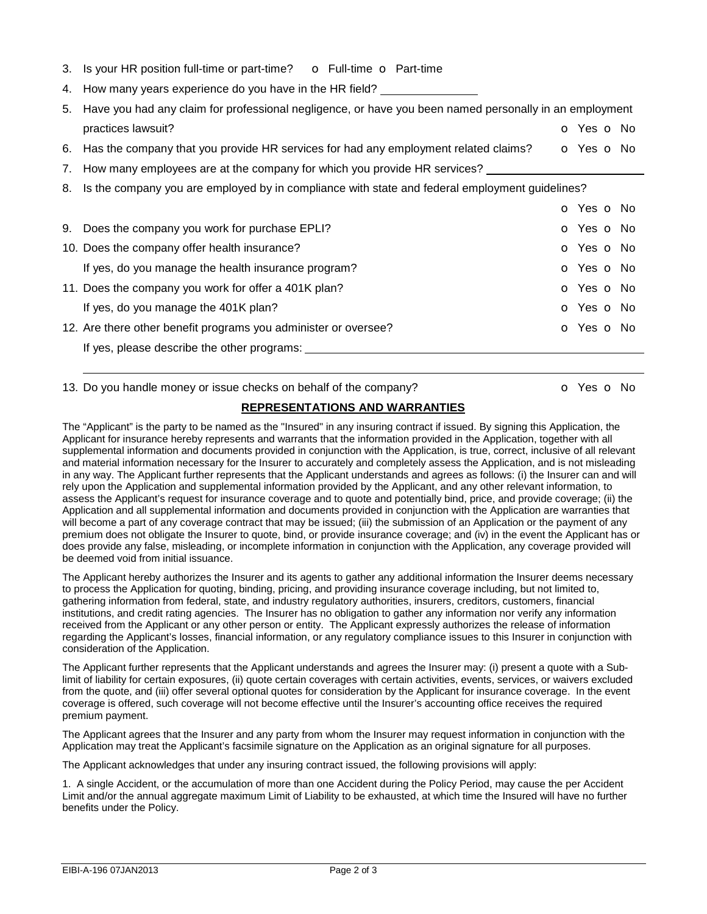3. Is your HR position full-time or part-time? o Full-time o Part-time

4. How many years experience do you have in the HR field? _______________

5. Have you had any claim for professional negligence, or have you been named personally in an employment practices lawsuit? o Yes o No

6. Has the company that you provide HR services for had any employment related claims? o Yes o No

7. How many employees are at the company for which you provide HR services? _______________

8. Is the company you are employed by in compliance with state and federal employment guidelines? o Yes o No

9. Does the company you work for purchase EPLI? o Yes o No

10. Does the company offer health insurance? o Yes o No

    If yes, do you manage the health insurance program? o Yes o No

11. Does the company you work for offer a 401K plan? o Yes o No

    If yes, do you manage the 401K plan? o Yes o No

12. Are there other benefit programs you administer or oversee? o Yes o No

    If yes, please describe the other programs: _______________________________________________

    _______________________________________________

13. Do you handle money or issue checks on behalf of the company? o Yes o No

## REPRESENTATIONS AND WARRANTIES

The "Applicant" is the party to be named as the "Insured" in any insuring contract if issued. By signing this Application, the Applicant for insurance hereby represents and warrants that the information provided in the Application, together with all supplemental information and documents provided in conjunction with the Application, is true, correct, inclusive of all relevant and material information necessary for the Insurer to accurately and completely assess the Application, and is not misleading in any way. The Applicant further represents that the Applicant understands and agrees as follows: (i) the Insurer can and will rely upon the Application and supplemental information provided by the Applicant, and any other relevant information, to assess the Applicant's request for insurance coverage and to quote and potentially bind, price, and provide coverage; (ii) the Application and all supplemental information and documents provided in conjunction with the Application are warranties that will become a part of any coverage contract that may be issued; (iii) the submission of an Application or the payment of any premium does not obligate the Insurer to quote, bind, or provide insurance coverage; and (iv) in the event the Applicant has or does provide any false, misleading, or incomplete information in conjunction with the Application, any coverage provided will be deemed void from initial issuance.

The Applicant hereby authorizes the Insurer and its agents to gather any additional information the Insurer deems necessary to process the Application for quoting, binding, pricing, and providing insurance coverage including, but not limited to, gathering information from federal, state, and industry regulatory authorities, insurers, creditors, customers, financial institutions, and credit rating agencies. The Insurer has no obligation to gather any information nor verify any information received from the Applicant or any other person or entity. The Applicant expressly authorizes the release of information regarding the Applicant's losses, financial information, or any regulatory compliance issues to this Insurer in conjunction with consideration of the Application.

The Applicant further represents that the Applicant understands and agrees the Insurer may: (i) present a quote with a Sub-limit of liability for certain exposures, (ii) quote certain coverages with certain activities, events, services, or waivers excluded from the quote, and (iii) offer several optional quotes for consideration by the Applicant for insurance coverage. In the event coverage is offered, such coverage will not become effective until the Insurer's accounting office receives the required premium payment.

The Applicant agrees that the Insurer and any party from whom the Insurer may request information in conjunction with the Application may treat the Applicant's facsimile signature on the Application as an original signature for all purposes.

The Applicant acknowledges that under any insuring contract issued, the following provisions will apply:

1. A single Accident, or the accumulation of more than one Accident during the Policy Period, may cause the per Accident Limit and/or the annual aggregate maximum Limit of Liability to be exhausted, at which time the Insured will have no further benefits under the Policy.

EIBI-A-196 07JAN2013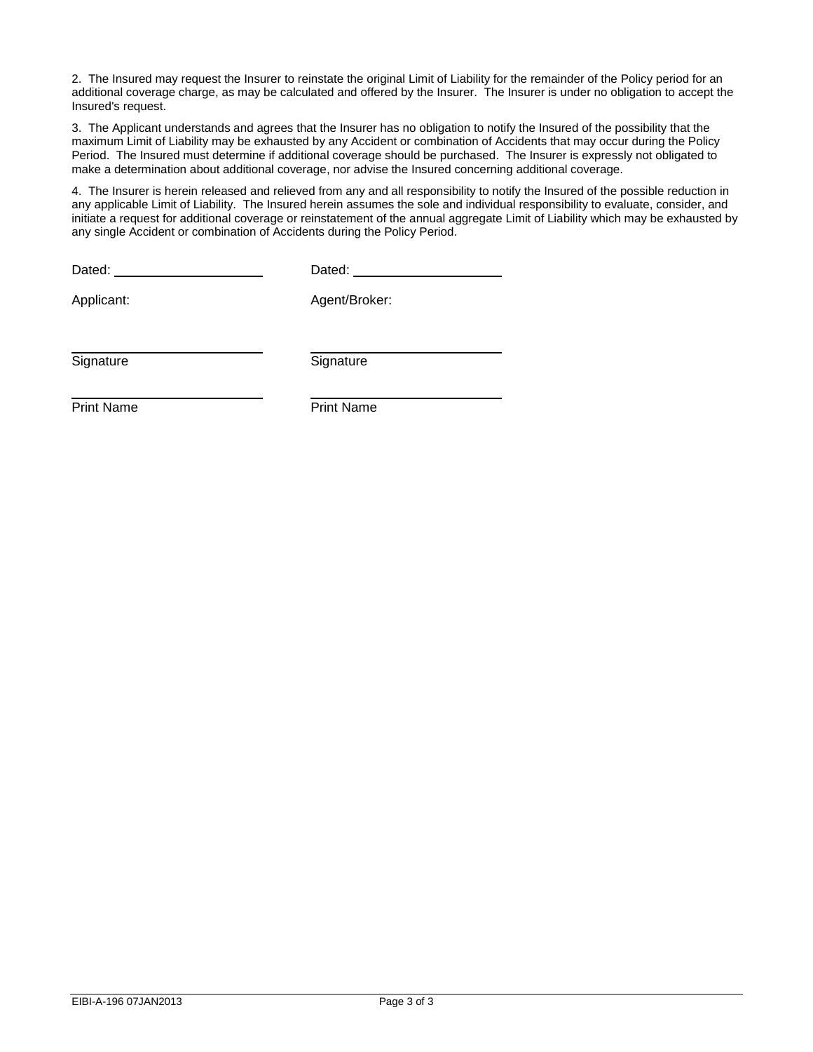2. The Insured may request the Insurer to reinstate the original Limit of Liability for the remainder of the Policy period for an additional coverage charge, as may be calculated and offered by the Insurer. The Insurer is under no obligation to accept the Insured's request.

3. The Applicant understands and agrees that the Insurer has no obligation to notify the Insured of the possibility that the maximum Limit of Liability may be exhausted by any Accident or combination of Accidents that may occur during the Policy Period. The Insured must determine if additional coverage should be purchased. The Insurer is expressly not obligated to make a determination about additional coverage, nor advise the Insured concerning additional coverage.

4. The Insurer is herein released and relieved from any and all responsibility to notify the Insured of the possible reduction in any applicable Limit of Liability. The Insured herein assumes the sole and individual responsibility to evaluate, consider, and initiate a request for additional coverage or reinstatement of the annual aggregate Limit of Liability which may be exhausted by any single Accident or combination of Accidents during the Policy Period.

| | |
|---|---|
| Dated: ____________________ | Dated: ____________________ |
| Applicant: | Agent/Broker: |
| ____________________ | ____________________ |
| Signature | Signature |
| ____________________ | ____________________ |
| Print Name | Print Name |

EIBI-A-196 07JAN2013